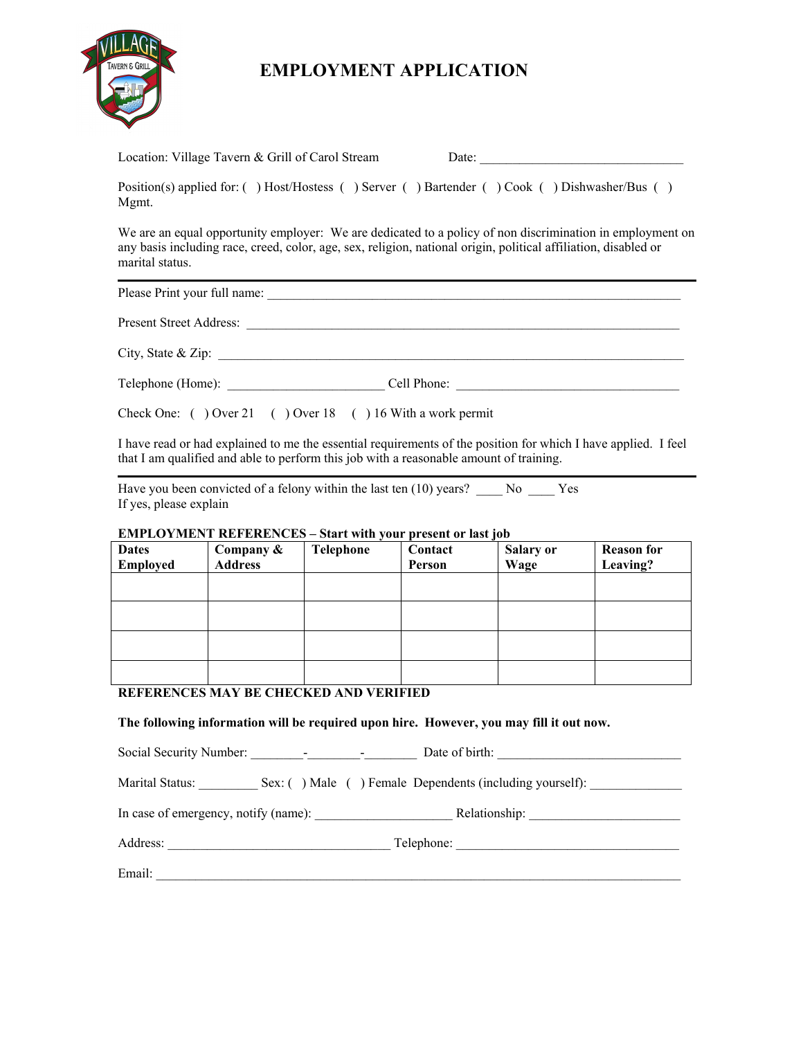# EMPLOYMENT APPLICATION

Location: Village Tavern & Grill of Carol Stream Date: ________________________________

Position(s) applied for: ( ) Host/Hostess ( ) Server ( ) Bartender ( ) Cook ( ) Dishwasher/Bus ( ) Mgmt.

We are an equal opportunity employer: We are dedicated to a policy of non discrimination in employment on any basis including race, creed, color, age, sex, religion, national origin, political affiliation, disabled or marital status.

---

Please Print your full name: ________________________________________________________________

Present Street Address: ________________________________________________________________

City, State & Zip: ________________________________________________________________

Telephone (Home): ________________________ Cell Phone: ____________________________________

Check One: ( ) Over 21 ( ) Over 18 ( ) 16 With a work permit

I have read or had explained to me the essential requirements of the position for which I have applied. I feel that I am qualified and able to perform this job with a reasonable amount of training.

---

Have you been convicted of a felony within the last ten (10) years? ____ No ____ Yes
If yes, please explain

**EMPLOYMENT REFERENCES – Start with your present or last job**

| Dates Employed | Company & Address | Telephone | Contact Person | Salary or Wage | Reason for Leaving? |
|---|---|---|---|---|---|
| | | | | | |
| | | | | | |
| | | | | | |
| | | | | | |

**REFERENCES MAY BE CHECKED AND VERIFIED**

**The following information will be required upon hire. However, you may fill it out now.**

Social Security Number: ________-________-________ Date of birth: ____________________________

Marital Status: _________ Sex: ( ) Male ( ) Female Dependents (including yourself): ______________

In case of emergency, notify (name): _____________________ Relationship: _______________________

Address: _________________________________ Telephone: ___________________________________

Email: ________________________________________________________________________________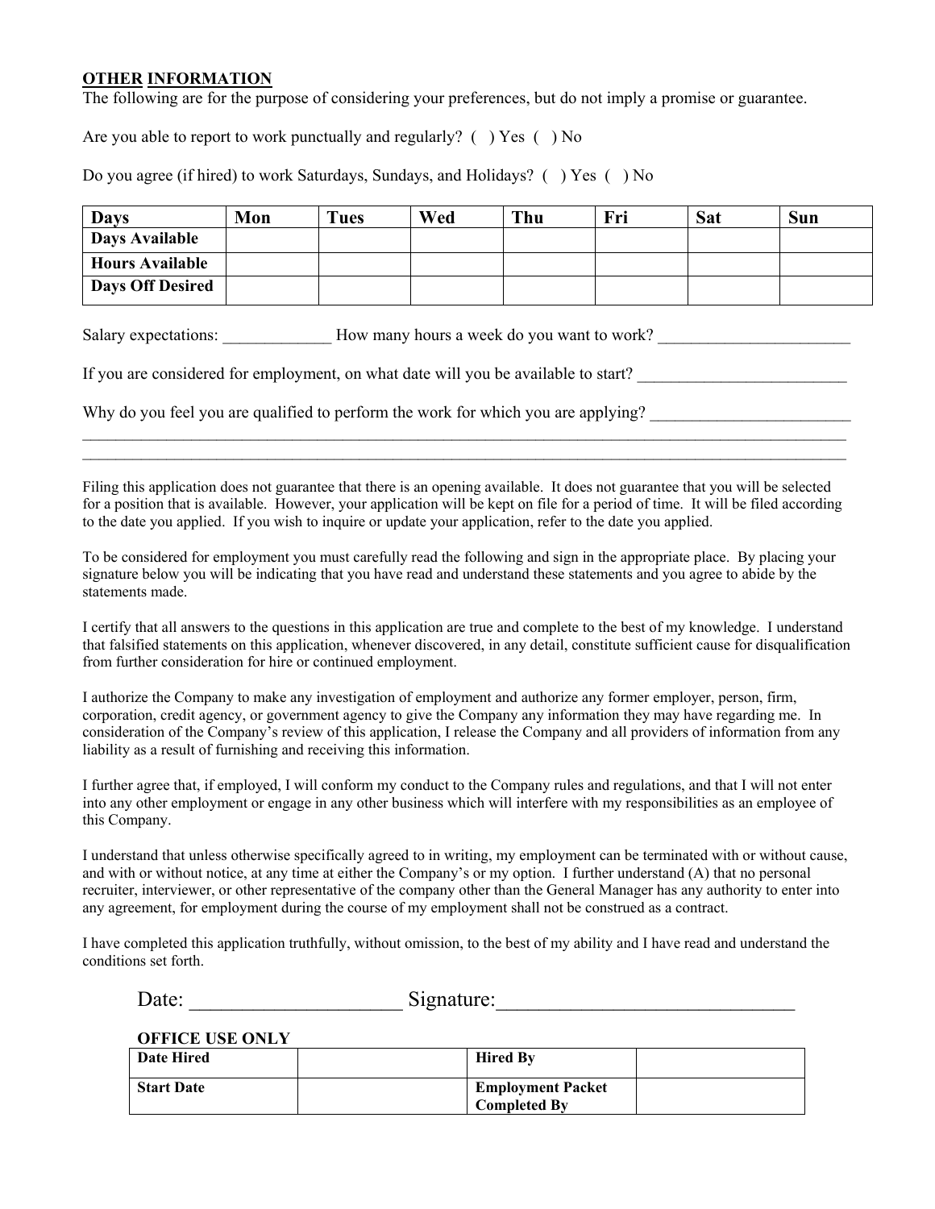## OTHER INFORMATION

The following are for the purpose of considering your preferences, but do not imply a promise or guarantee.

Are you able to report to work punctually and regularly? ( ) Yes ( ) No

Do you agree (if hired) to work Saturdays, Sundays, and Holidays? ( ) Yes ( ) No

| Days | Mon | Tues | Wed | Thu | Fri | Sat | Sun |
|---|---|---|---|---|---|---|---|
| **Days Available** | | | | | | | |
| **Hours Available** | | | | | | | |
| **Days Off Desired** | | | | | | | |

Salary expectations: _____________ How many hours a week do you want to work? _______________________

If you are considered for employment, on what date will you be available to start? _________________________

Why do you feel you are qualified to perform the work for which you are applying? _______________________
_______________________________________________________________________________________________
_______________________________________________________________________________________________

Filing this application does not guarantee that there is an opening available. It does not guarantee that you will be selected for a position that is available. However, your application will be kept on file for a period of time. It will be filed according to the date you applied. If you wish to inquire or update your application, refer to the date you applied.

To be considered for employment you must carefully read the following and sign in the appropriate place. By placing your signature below you will be indicating that you have read and understand these statements and you agree to abide by the statements made.

I certify that all answers to the questions in this application are true and complete to the best of my knowledge. I understand that falsified statements on this application, whenever discovered, in any detail, constitute sufficient cause for disqualification from further consideration for hire or continued employment.

I authorize the Company to make any investigation of employment and authorize any former employer, person, firm, corporation, credit agency, or government agency to give the Company any information they may have regarding me. In consideration of the Company's review of this application, I release the Company and all providers of information from any liability as a result of furnishing and receiving this information.

I further agree that, if employed, I will conform my conduct to the Company rules and regulations, and that I will not enter into any other employment or engage in any other business which will interfere with my responsibilities as an employee of this Company.

I understand that unless otherwise specifically agreed to in writing, my employment can be terminated with or without cause, and with or without notice, at any time at either the Company's or my option. I further understand (A) that no personal recruiter, interviewer, or other representative of the company other than the General Manager has any authority to enter into any agreement, for employment during the course of my employment shall not be construed as a contract.

I have completed this application truthfully, without omission, to the best of my ability and I have read and understand the conditions set forth.

Date: ____________________ Signature:_____________________________

**OFFICE USE ONLY**

| | | | |
|---|---|---|---|
| **Date Hired** | | **Hired By** | |
| **Start Date** | | **Employment Packet Completed By** | |